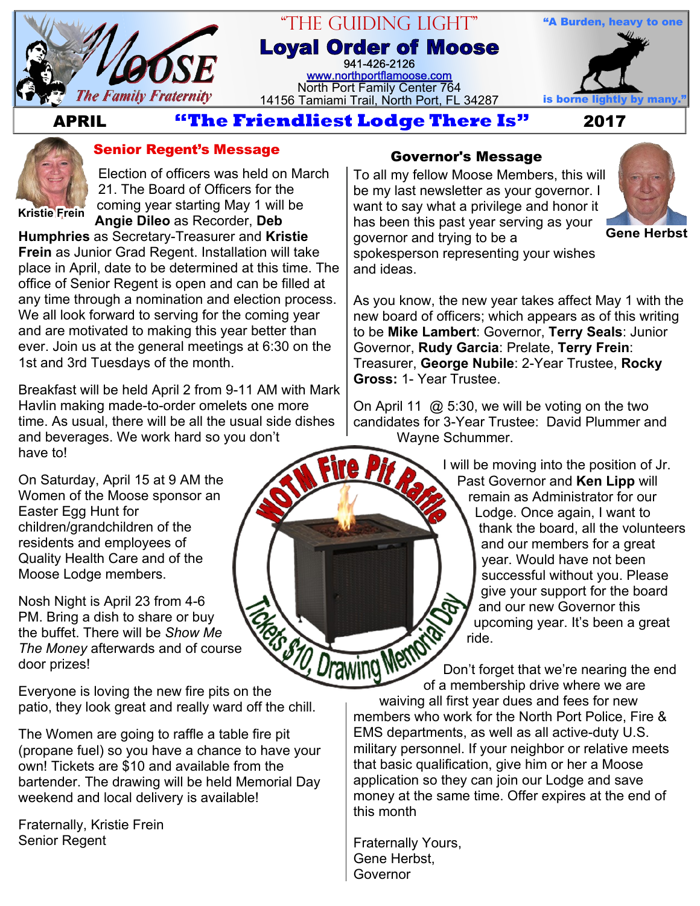# "THE GUIDING LIGHT"

## Loyal Order of Moose

941-426-2126
www.northportflamoose.com
North Port Family Center 764
14156 Tamiami Trail, North Port, FL 34287

Moose — The Family Fraternity

"A Burden, heavy to one is borne lightly by many."

**APRIL** — **"The Friendliest Lodge There Is"** — **2017**

## Senior Regent's Message

Kristie Frein

Election of officers was held on March 21. The Board of Officers for the coming year starting May 1 will be **Angie Dileo** as Recorder, **Deb Humphries** as Secretary-Treasurer and **Kristie Frein** as Junior Grad Regent. Installation will take place in April, date to be determined at this time. The office of Senior Regent is open and can be filled at any time through a nomination and election process. We all look forward to serving for the coming year and are motivated to making this year better than ever. Join us at the general meetings at 6:30 on the 1st and 3rd Tuesdays of the month.

Breakfast will be held April 2 from 9-11 AM with Mark Havlin making made-to-order omelets one more time. As usual, there will be all the usual side dishes and beverages. We work hard so you don't have to!

On Saturday, April 15 at 9 AM the Women of the Moose sponsor an Easter Egg Hunt for children/grandchildren of the residents and employees of Quality Health Care and of the Moose Lodge members.

Nosh Night is April 23 from 4-6 PM. Bring a dish to share or buy the buffet. There will be *Show Me The Money* afterwards and of course door prizes!

Everyone is loving the new fire pits on the patio, they look great and really ward off the chill.

The Women are going to raffle a table fire pit (propane fuel) so you have a chance to have your own! Tickets are $10 and available from the bartender. The drawing will be held Memorial Day weekend and local delivery is available!

Fraternally, Kristie Frein
Senior Regent

WOTM Fire Pit Raffle — Tickets $10, Drawing Memorial Day

## Governor's Message

Gene Herbst

To all my fellow Moose Members, this will be my last newsletter as your governor. I want to say what a privilege and honor it has been this past year serving as your governor and trying to be a spokesperson representing your wishes and ideas.

As you know, the new year takes affect May 1 with the new board of officers; which appears as of this writing to be **Mike Lambert**: Governor, **Terry Seals**: Junior Governor, **Rudy Garcia**: Prelate, **Terry Frein**: Treasurer, **George Nubile**: 2-Year Trustee, **Rocky Gross:** 1- Year Trustee.

On April 11 @ 5:30, we will be voting on the two candidates for 3-Year Trustee: David Plummer and Wayne Schummer.

I will be moving into the position of Jr. Past Governor and **Ken Lipp** will remain as Administrator for our Lodge. Once again, I want to thank the board, all the volunteers and our members for a great year. Would have not been successful without you. Please give your support for the board and our new Governor this upcoming year. It's been a great ride.

Don't forget that we're nearing the end of a membership drive where we are waiving all first year dues and fees for new members who work for the North Port Police, Fire & EMS departments, as well as all active-duty U.S. military personnel. If your neighbor or relative meets that basic qualification, give him or her a Moose application so they can join our Lodge and save money at the same time. Offer expires at the end of this month

Fraternally Yours,
Gene Herbst,
Governor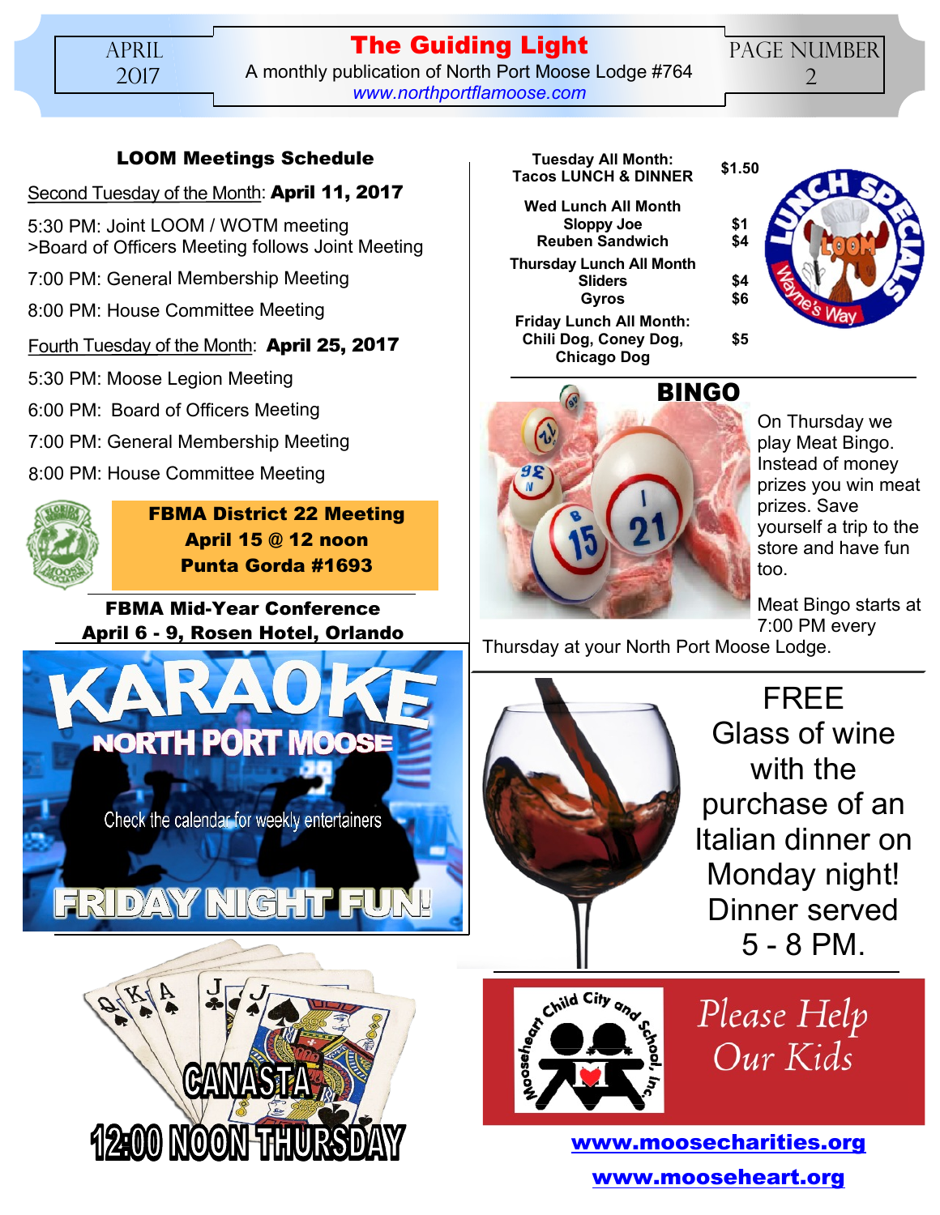## LOOM Meetings Schedule

Second Tuesday of the Month: **April 11, 2017**

5:30 PM: Joint LOOM / WOTM meeting
>Board of Officers Meeting follows Joint Meeting

7:00 PM: General Membership Meeting

8:00 PM: House Committee Meeting

Fourth Tuesday of the Month: **April 25, 2017**

5:30 PM: Moose Legion Meeting

6:00 PM: Board of Officers Meeting

7:00 PM: General Membership Meeting

8:00 PM: House Committee Meeting

**FBMA District 22 Meeting**
**April 15 @ 12 noon**
**Punta Gorda #1693**

**FBMA Mid-Year Conference**
**April 6 - 9, Rosen Hotel, Orlando**

KARAOKE
NORTH PORT MOOSE
Check the calendar for weekly entertainers
FRIDAY NIGHT FUN!

CANASTA
12:00 NOON THURSDAY

## LUNCH SPECIALS — LOOM Wayne's Way

| | |
|---|---|
| **Tuesday All Month: Tacos LUNCH & DINNER** | **$1.50** |
| **Wed Lunch All Month** | |
| **Sloppy Joe** | **$1** |
| **Reuben Sandwich** | **$4** |
| **Thursday Lunch All Month** | |
| **Sliders** | **$4** |
| **Gyros** | **$6** |
| **Friday Lunch All Month: Chili Dog, Coney Dog, Chicago Dog** | **$5** |

## BINGO

On Thursday we play Meat Bingo. Instead of money prizes you win meat prizes. Save yourself a trip to the store and have fun too.

Meat Bingo starts at 7:00 PM every Thursday at your North Port Moose Lodge.

FREE Glass of wine with the purchase of an Italian dinner on Monday night! Dinner served 5 - 8 PM.

Mooseheart Child City and School, Inc.

*Please Help Our Kids*

**www.moosecharities.org**

**www.mooseheart.org**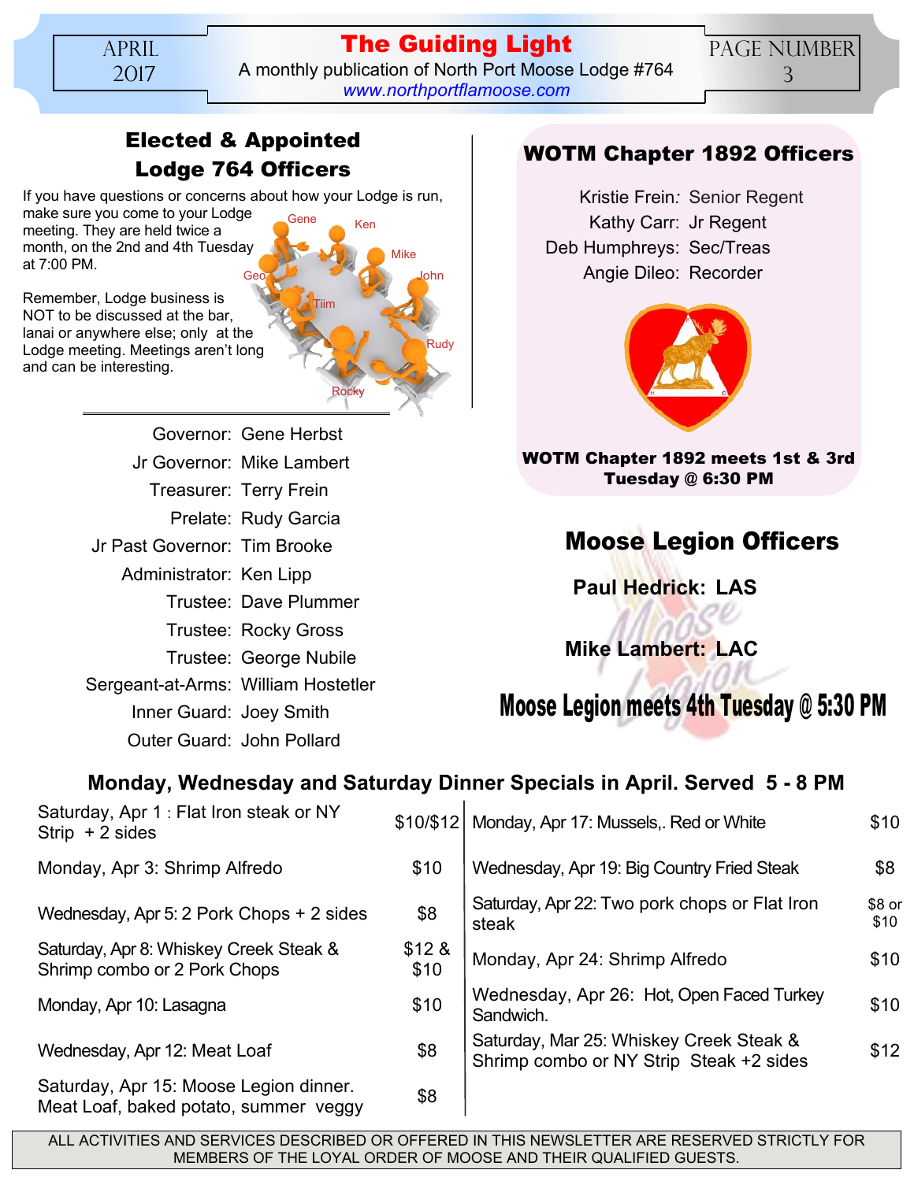## Elected & Appointed Lodge 764 Officers

If you have questions or concerns about how your Lodge is run, make sure you come to your Lodge meeting. They are held twice a month, on the 2nd and 4th Tuesday at 7:00 PM.

Remember, Lodge business is NOT to be discussed at the bar, lanai or anywhere else; only at the Lodge meeting. Meetings aren't long and can be interesting.

Governor: Gene Herbst
Jr Governor: Mike Lambert
Treasurer: Terry Frein
Prelate: Rudy Garcia
Jr Past Governor: Tim Brooke
Administrator: Ken Lipp
Trustee: Dave Plummer
Trustee: Rocky Gross
Trustee: George Nubile
Sergeant-at-Arms: William Hostetler
Inner Guard: Joey Smith
Outer Guard: John Pollard

## WOTM Chapter 1892 Officers

Kristie Frein: Senior Regent
Kathy Carr: Jr Regent
Deb Humphreys: Sec/Treas
Angie Dileo: Recorder

**WOTM Chapter 1892 meets 1st & 3rd Tuesday @ 6:30 PM**

## Moose Legion Officers

**Paul Hedrick: LAS**

**Mike Lambert: LAC**

**Moose Legion meets 4th Tuesday @ 5:30 PM**

## Monday, Wednesday and Saturday Dinner Specials in April. Served 5 - 8 PM

| Special | Price |
|---|---|
| Saturday, Apr 1 : Flat Iron steak or NY Strip + 2 sides | $10/$12 |
| Monday, Apr 3: Shrimp Alfredo | $10 |
| Wednesday, Apr 5: 2 Pork Chops + 2 sides | $8 |
| Saturday, Apr 8: Whiskey Creek Steak & Shrimp combo or 2 Pork Chops | $12 & $10 |
| Monday, Apr 10: Lasagna | $10 |
| Wednesday, Apr 12: Meat Loaf | $8 |
| Saturday, Apr 15: Moose Legion dinner. Meat Loaf, baked potato, summer veggy | $8 |
| Monday, Apr 17: Mussels,. Red or White | $10 |
| Wednesday, Apr 19: Big Country Fried Steak | $8 |
| Saturday, Apr 22: Two pork chops or Flat Iron steak | $8 or $10 |
| Monday, Apr 24: Shrimp Alfredo | $10 |
| Wednesday, Apr 26: Hot, Open Faced Turkey Sandwich. | $10 |
| Saturday, Mar 25: Whiskey Creek Steak & Shrimp combo or NY Strip Steak +2 sides | $12 |

ALL ACTIVITIES AND SERVICES DESCRIBED OR OFFERED IN THIS NEWSLETTER ARE RESERVED STRICTLY FOR MEMBERS OF THE LOYAL ORDER OF MOOSE AND THEIR QUALIFIED GUESTS.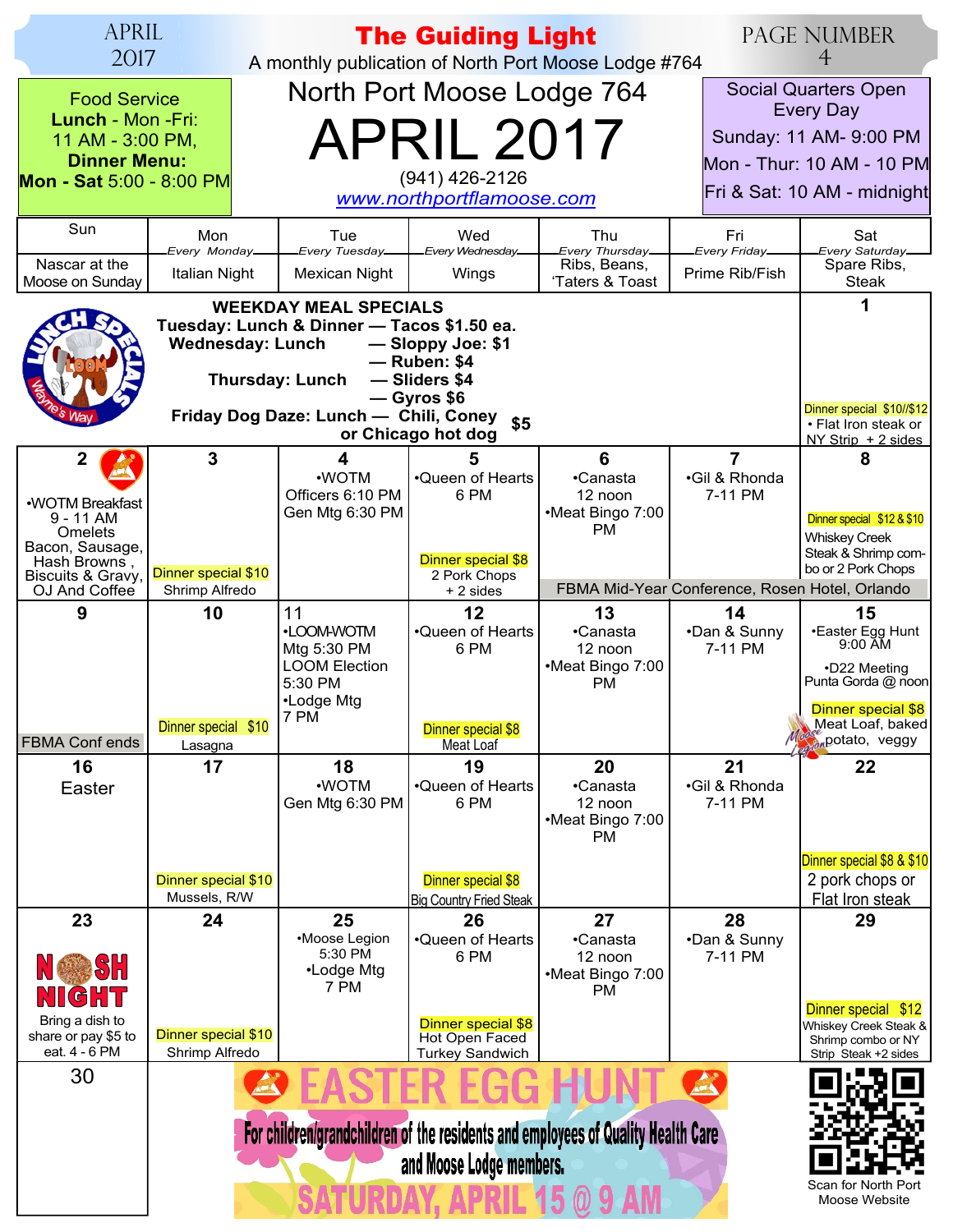APRIL 2017

# The Guiding Light

A monthly publication of North Port Moose Lodge #764

PAGE NUMBER 4

**Food Service**
**Lunch** - Mon -Fri: 11 AM - 3:00 PM,
**Dinner Menu:**
**Mon - Sat** 5:00 - 8:00 PM

## North Port Moose Lodge 764

# APRIL 2017

(941) 426-2126
www.northportflamoose.com

**Social Quarters Open Every Day**
Sunday: 11 AM- 9:00 PM
Mon - Thur: 10 AM - 10 PM
Fri & Sat: 10 AM - midnight

| Sun | Mon | Tue | Wed | Thu | Fri | Sat |
|---|---|---|---|---|---|---|
| Nascar at the Moose on Sunday | *Every Monday* Italian Night | *Every Tuesday* Mexican Night | *Every Wednesday* Wings | *Every Thursday* Ribs, Beans, 'Taters & Toast | *Every Friday* Prime Rib/Fish | *Every Saturday* Spare Ribs, Steak |
| **WEEKDAY MEAL SPECIALS** | **Tuesday: Lunch & Dinner — Tacos $1.50 ea.** | **Wednesday: Lunch — Sloppy Joe: $1 — Ruben: $4** | **Thursday: Lunch — Sliders $4 — Gyros $6** | **Friday Dog Daze: Lunch — Chili, Coney or Chicago hot dog $5** | | **1** Dinner special $10//$12 • Flat Iron steak or NY Strip + 2 sides |
| **2** •WOTM Breakfast 9 - 11 AM Omelets Bacon, Sausage, Hash Browns , Biscuits & Gravy, OJ And Coffee | **3** Dinner special $10 Shrimp Alfredo | **4** •WOTM Officers 6:10 PM Gen Mtg 6:30 PM | **5** •Queen of Hearts 6 PM Dinner special $8 2 Pork Chops + 2 sides | **6** •Canasta 12 noon •Meat Bingo 7:00 PM FBMA Mid-Year Conference, Rosen Hotel, Orlando | **7** •Gil & Rhonda 7-11 PM | **8** Dinner special $12 & $10 Whiskey Creek Steak & Shrimp combo or 2 Pork Chops |
| **9** FBMA Conf ends | **10** Dinner special $10 Lasagna | **11** •LOOM-WOTM Mtg 5:30 PM LOOM Election 5:30 PM •Lodge Mtg 7 PM | **12** •Queen of Hearts 6 PM Dinner special $8 Meat Loaf | **13** •Canasta 12 noon •Meat Bingo 7:00 PM | **14** •Dan & Sunny 7-11 PM | **15** •Easter Egg Hunt 9:00 AM •D22 Meeting Punta Gorda @ noon Dinner special $8 Meat Loaf, baked potato, veggy |
| **16** Easter | **17** Dinner special $10 Mussels, R/W | **18** •WOTM Gen Mtg 6:30 PM | **19** •Queen of Hearts 6 PM Dinner special $8 Big Country Fried Steak | **20** •Canasta 12 noon •Meat Bingo 7:00 PM | **21** •Gil & Rhonda 7-11 PM | **22** Dinner special $8 & $10 2 pork chops or Flat Iron steak |
| **23** NOSH NIGHT Bring a dish to share or pay $5 to eat. 4 - 6 PM | **24** Dinner special $10 Shrimp Alfredo | **25** •Moose Legion 5:30 PM •Lodge Mtg 7 PM | **26** •Queen of Hearts 6 PM Dinner special $8 Hot Open Faced Turkey Sandwich | **27** •Canasta 12 noon •Meat Bingo 7:00 PM | **28** •Dan & Sunny 7-11 PM | **29** Dinner special $12 Whiskey Creek Steak & Shrimp combo or NY Strip Steak +2 sides |
| **30** | | | | | | |

# EASTER EGG HUNT

For children/grandchildren of the residents and employees of Quality Health Care and Moose Lodge members.

## SATURDAY, APRIL 15 @ 9 AM

Scan for North Port Moose Website